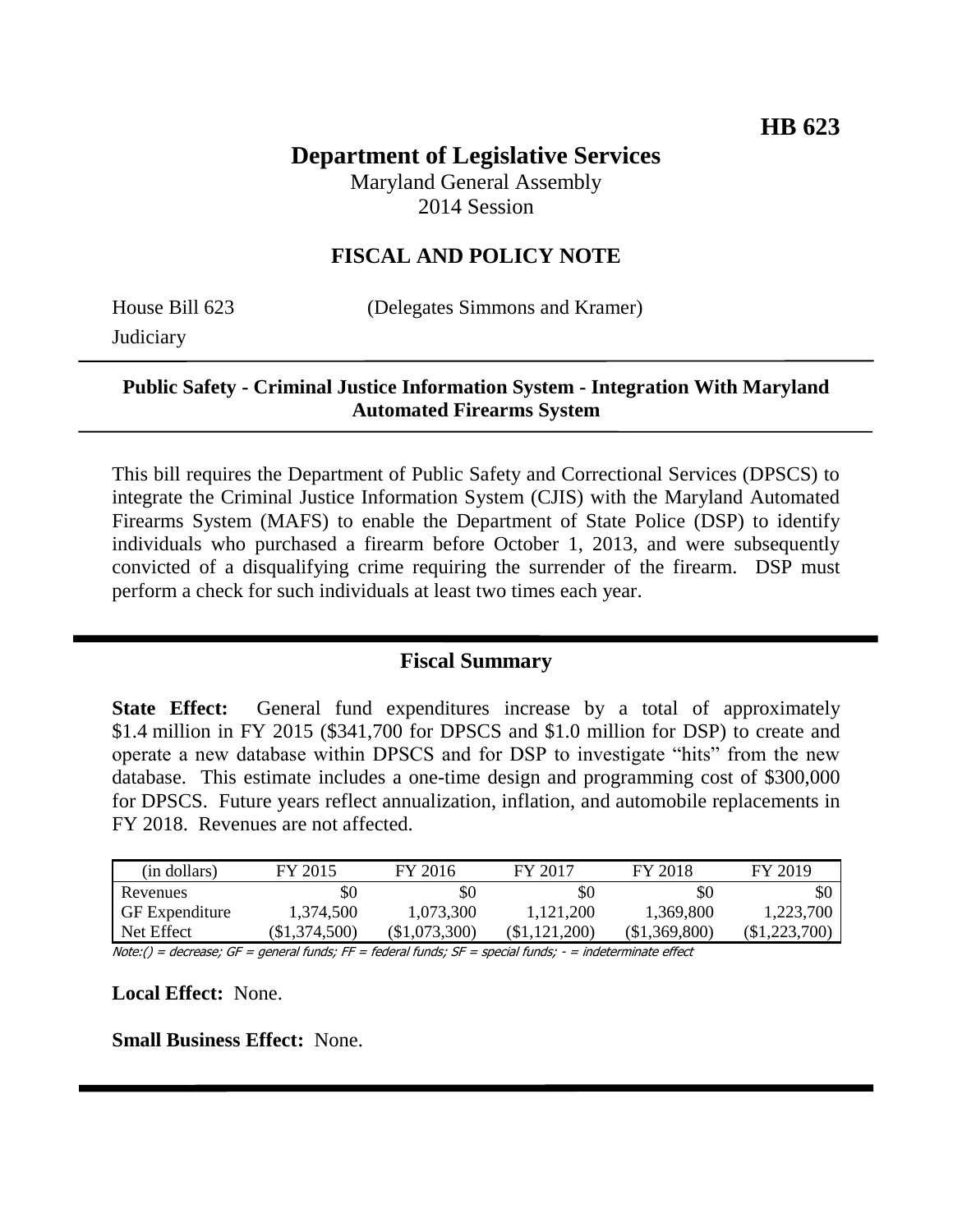**HB 623**

# Department of Legislative Services

Maryland General Assembly
2014 Session

## FISCAL AND POLICY NOTE

House Bill 623 (Delegates Simmons and Kramer)
Judiciary

**Public Safety - Criminal Justice Information System - Integration With Maryland Automated Firearms System**

This bill requires the Department of Public Safety and Correctional Services (DPSCS) to integrate the Criminal Justice Information System (CJIS) with the Maryland Automated Firearms System (MAFS) to enable the Department of State Police (DSP) to identify individuals who purchased a firearm before October 1, 2013, and were subsequently convicted of a disqualifying crime requiring the surrender of the firearm. DSP must perform a check for such individuals at least two times each year.

## Fiscal Summary

**State Effect:** General fund expenditures increase by a total of approximately $1.4 million in FY 2015 ($341,700 for DPSCS and $1.0 million for DSP) to create and operate a new database within DPSCS and for DSP to investigate "hits" from the new database. This estimate includes a one-time design and programming cost of $300,000 for DPSCS. Future years reflect annualization, inflation, and automobile replacements in FY 2018. Revenues are not affected.

| (in dollars) | FY 2015 | FY 2016 | FY 2017 | FY 2018 | FY 2019 |
|---|---|---|---|---|---|
| Revenues | $0 | $0 | $0 | $0 | $0 |
| GF Expenditure | 1,374,500 | 1,073,300 | 1,121,200 | 1,369,800 | 1,223,700 |
| Net Effect | ($1,374,500) | ($1,073,300) | ($1,121,200) | ($1,369,800) | ($1,223,700) |

Note:() = decrease; GF = general funds; FF = federal funds; SF = special funds; - = indeterminate effect

**Local Effect:** None.

**Small Business Effect:** None.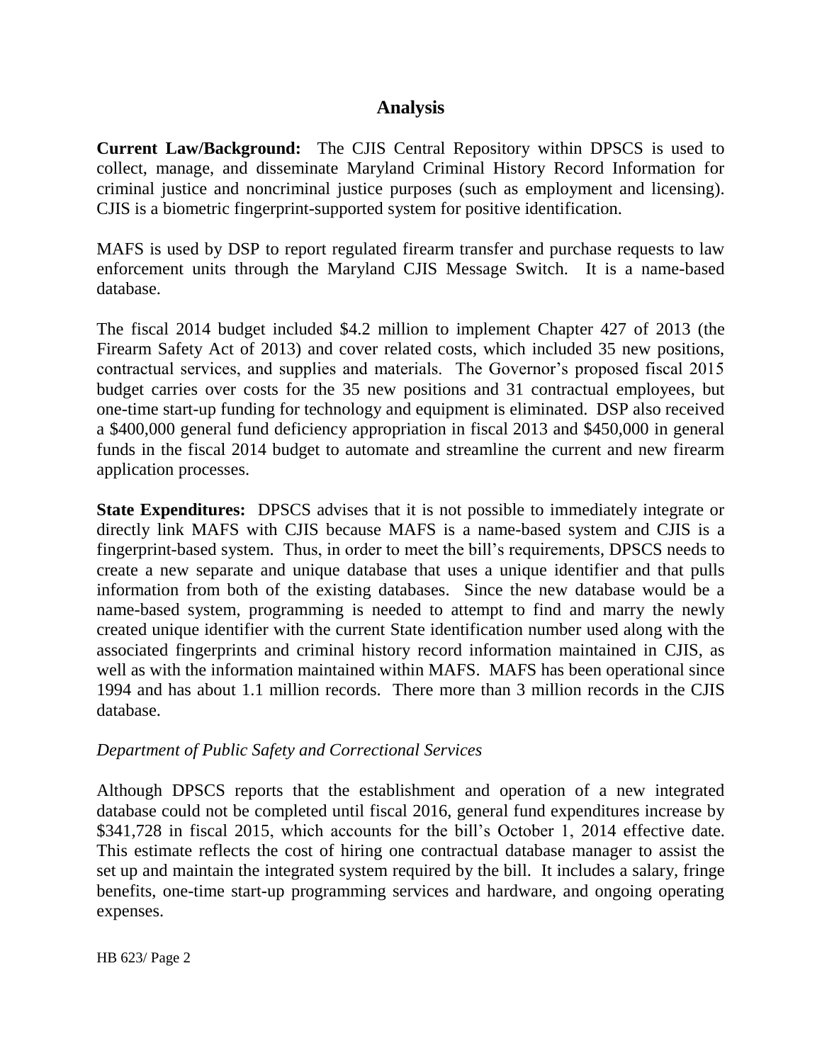## Analysis

**Current Law/Background:** The CJIS Central Repository within DPSCS is used to collect, manage, and disseminate Maryland Criminal History Record Information for criminal justice and noncriminal justice purposes (such as employment and licensing). CJIS is a biometric fingerprint-supported system for positive identification.

MAFS is used by DSP to report regulated firearm transfer and purchase requests to law enforcement units through the Maryland CJIS Message Switch. It is a name-based database.

The fiscal 2014 budget included $4.2 million to implement Chapter 427 of 2013 (the Firearm Safety Act of 2013) and cover related costs, which included 35 new positions, contractual services, and supplies and materials. The Governor's proposed fiscal 2015 budget carries over costs for the 35 new positions and 31 contractual employees, but one-time start-up funding for technology and equipment is eliminated. DSP also received a $400,000 general fund deficiency appropriation in fiscal 2013 and $450,000 in general funds in the fiscal 2014 budget to automate and streamline the current and new firearm application processes.

**State Expenditures:** DPSCS advises that it is not possible to immediately integrate or directly link MAFS with CJIS because MAFS is a name-based system and CJIS is a fingerprint-based system. Thus, in order to meet the bill's requirements, DPSCS needs to create a new separate and unique database that uses a unique identifier and that pulls information from both of the existing databases. Since the new database would be a name-based system, programming is needed to attempt to find and marry the newly created unique identifier with the current State identification number used along with the associated fingerprints and criminal history record information maintained in CJIS, as well as with the information maintained within MAFS. MAFS has been operational since 1994 and has about 1.1 million records. There more than 3 million records in the CJIS database.

*Department of Public Safety and Correctional Services*

Although DPSCS reports that the establishment and operation of a new integrated database could not be completed until fiscal 2016, general fund expenditures increase by $341,728 in fiscal 2015, which accounts for the bill's October 1, 2014 effective date. This estimate reflects the cost of hiring one contractual database manager to assist the set up and maintain the integrated system required by the bill. It includes a salary, fringe benefits, one-time start-up programming services and hardware, and ongoing operating expenses.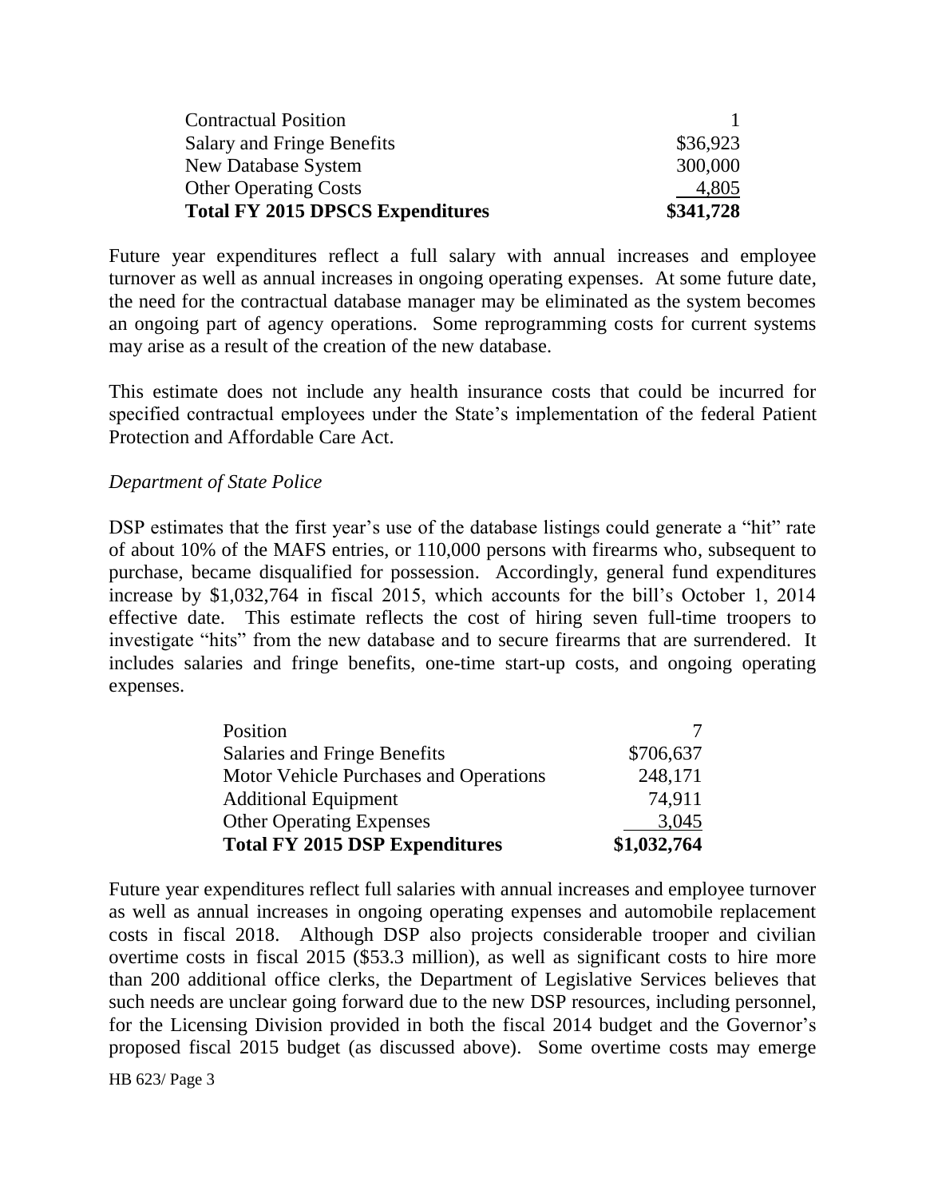| | |
|---|---|
| Contractual Position | 1 |
| Salary and Fringe Benefits | $36,923 |
| New Database System | 300,000 |
| Other Operating Costs | 4,805 |
| **Total FY 2015 DPSCS Expenditures** | **$341,728** |

Future year expenditures reflect a full salary with annual increases and employee turnover as well as annual increases in ongoing operating expenses. At some future date, the need for the contractual database manager may be eliminated as the system becomes an ongoing part of agency operations. Some reprogramming costs for current systems may arise as a result of the creation of the new database.

This estimate does not include any health insurance costs that could be incurred for specified contractual employees under the State's implementation of the federal Patient Protection and Affordable Care Act.

*Department of State Police*

DSP estimates that the first year's use of the database listings could generate a "hit" rate of about 10% of the MAFS entries, or 110,000 persons with firearms who, subsequent to purchase, became disqualified for possession. Accordingly, general fund expenditures increase by $1,032,764 in fiscal 2015, which accounts for the bill's October 1, 2014 effective date. This estimate reflects the cost of hiring seven full-time troopers to investigate "hits" from the new database and to secure firearms that are surrendered. It includes salaries and fringe benefits, one-time start-up costs, and ongoing operating expenses.

| | |
|---|---|
| Position | 7 |
| Salaries and Fringe Benefits | $706,637 |
| Motor Vehicle Purchases and Operations | 248,171 |
| Additional Equipment | 74,911 |
| Other Operating Expenses | 3,045 |
| **Total FY 2015 DSP Expenditures** | **$1,032,764** |

Future year expenditures reflect full salaries with annual increases and employee turnover as well as annual increases in ongoing operating expenses and automobile replacement costs in fiscal 2018. Although DSP also projects considerable trooper and civilian overtime costs in fiscal 2015 ($53.3 million), as well as significant costs to hire more than 200 additional office clerks, the Department of Legislative Services believes that such needs are unclear going forward due to the new DSP resources, including personnel, for the Licensing Division provided in both the fiscal 2014 budget and the Governor's proposed fiscal 2015 budget (as discussed above). Some overtime costs may emerge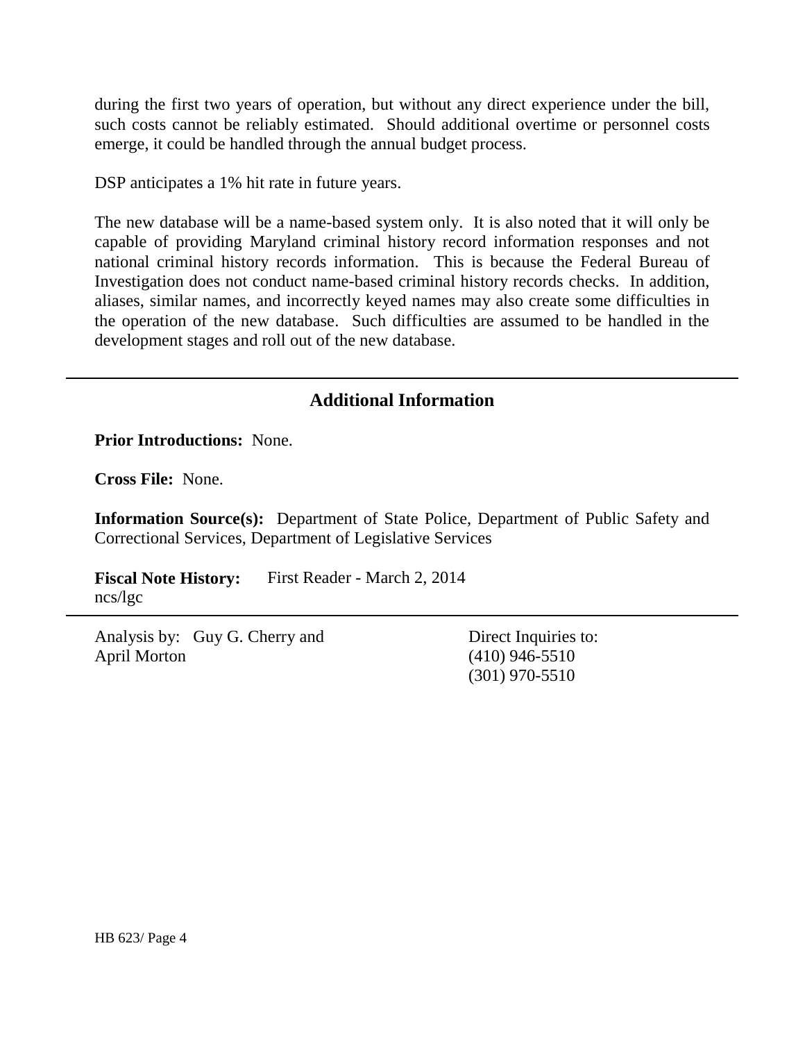during the first two years of operation, but without any direct experience under the bill, such costs cannot be reliably estimated. Should additional overtime or personnel costs emerge, it could be handled through the annual budget process.

DSP anticipates a 1% hit rate in future years.

The new database will be a name-based system only. It is also noted that it will only be capable of providing Maryland criminal history record information responses and not national criminal history records information. This is because the Federal Bureau of Investigation does not conduct name-based criminal history records checks. In addition, aliases, similar names, and incorrectly keyed names may also create some difficulties in the operation of the new database. Such difficulties are assumed to be handled in the development stages and roll out of the new database.

## Additional Information

**Prior Introductions:** None.

**Cross File:** None.

**Information Source(s):** Department of State Police, Department of Public Safety and Correctional Services, Department of Legislative Services

**Fiscal Note History:** First Reader - March 2, 2014
ncs/lgc

Analysis by: Guy G. Cherry and April Morton

Direct Inquiries to:
(410) 946-5510
(301) 970-5510